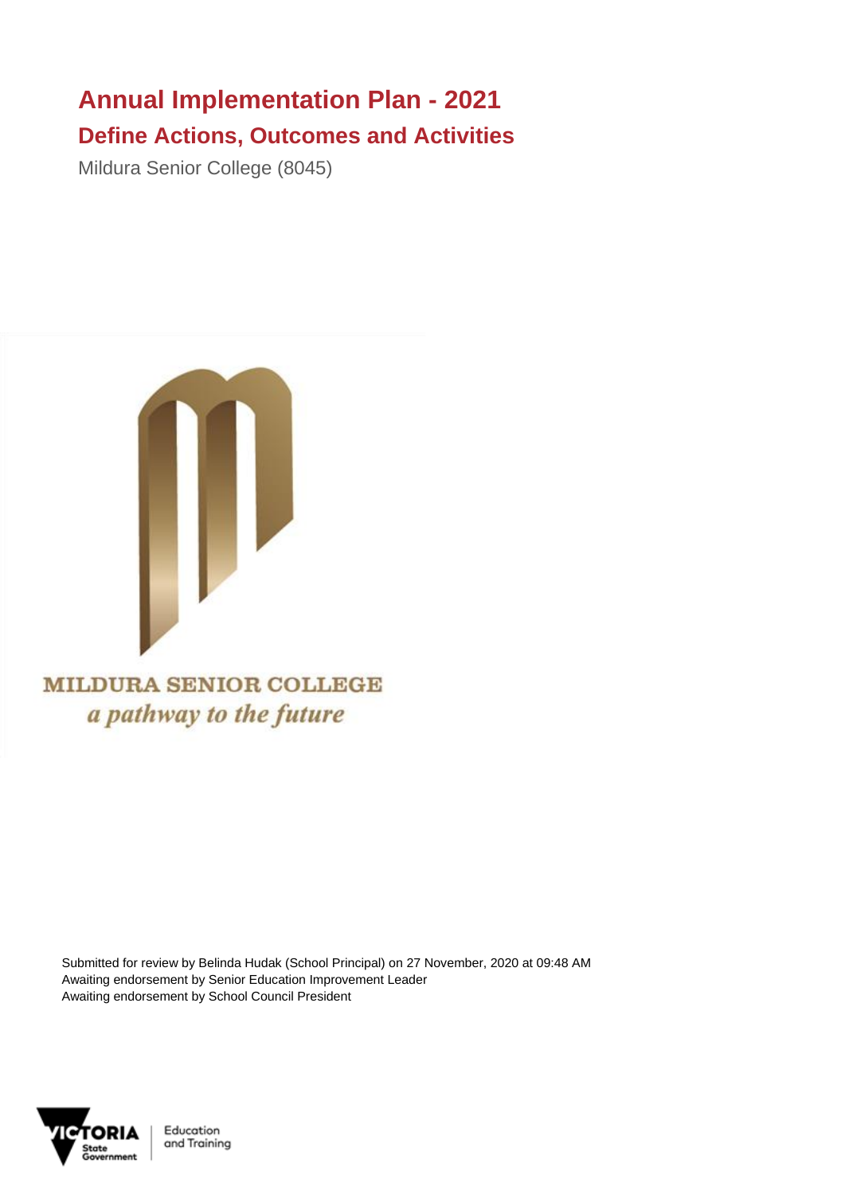# Annual Implementation Plan - 2021

## Define Actions, Outcomes and Activities

Mildura Senior College (8045)

MILDURA SENIOR COLLEGE

*a pathway to the future*

Submitted for review by Belinda Hudak (School Principal) on 27 November, 2020 at 09:48 AM
Awaiting endorsement by Senior Education Improvement Leader
Awaiting endorsement by School Council President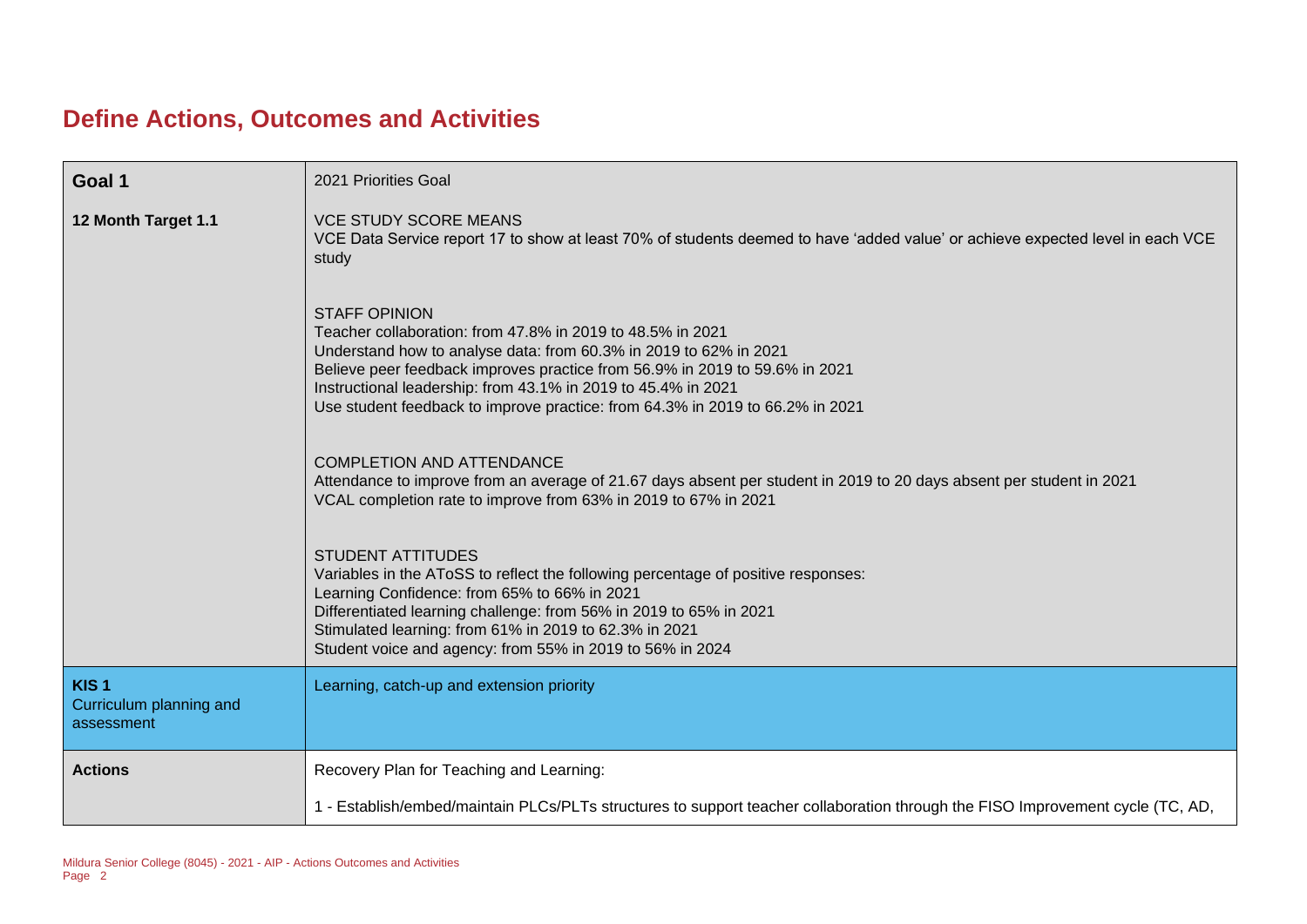# Define Actions, Outcomes and Activities

| Goal 1 | 2021 Priorities Goal |
|---|---|
| **12 Month Target 1.1** | VCE STUDY SCORE MEANS<br>VCE Data Service report 17 to show at least 70% of students deemed to have 'added value' or achieve expected level in each VCE study<br><br>STAFF OPINION<br>Teacher collaboration: from 47.8% in 2019 to 48.5% in 2021<br>Understand how to analyse data: from 60.3% in 2019 to 62% in 2021<br>Believe peer feedback improves practice from 56.9% in 2019 to 59.6% in 2021<br>Instructional leadership: from 43.1% in 2019 to 45.4% in 2021<br>Use student feedback to improve practice: from 64.3% in 2019 to 66.2% in 2021<br><br>COMPLETION AND ATTENDANCE<br>Attendance to improve from an average of 21.67 days absent per student in 2019 to 20 days absent per student in 2021<br>VCAL completion rate to improve from 63% in 2019 to 67% in 2021<br><br>STUDENT ATTITUDES<br>Variables in the AToSS to reflect the following percentage of positive responses:<br>Learning Confidence: from 65% to 66% in 2021<br>Differentiated learning challenge: from 56% in 2019 to 65% in 2021<br>Stimulated learning: from 61% in 2019 to 62.3% in 2021<br>Student voice and agency: from 55% in 2019 to 56% in 2024 |
| **KIS 1**<br>Curriculum planning and assessment | Learning, catch-up and extension priority |
| **Actions** | Recovery Plan for Teaching and Learning:<br><br>1 - Establish/embed/maintain PLCs/PLTs structures to support teacher collaboration through the FISO Improvement cycle (TC, AD, |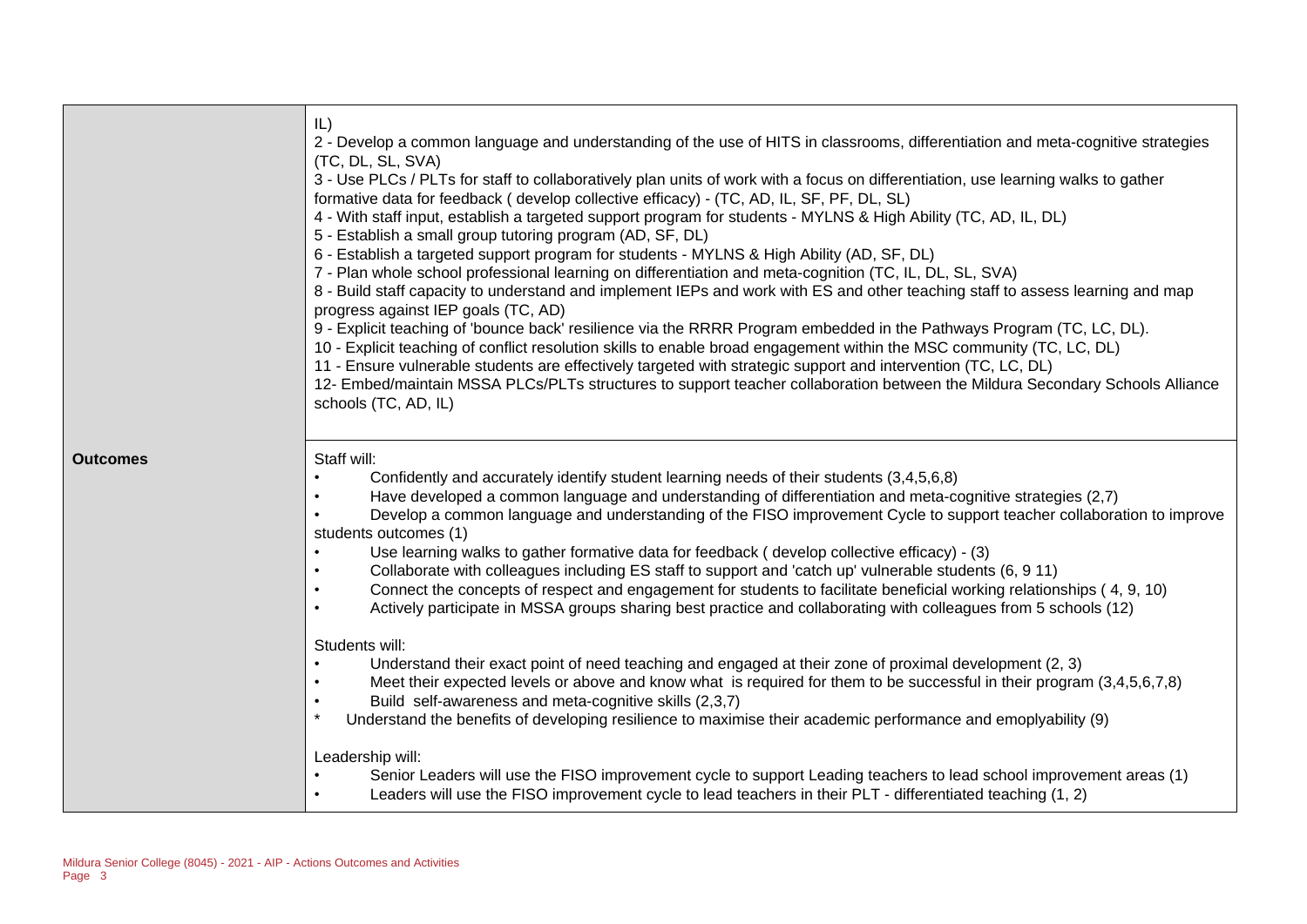| | |
|---|---|
| | IL)<br>2 - Develop a common language and understanding of the use of HITS in classrooms, differentiation and meta-cognitive strategies (TC, DL, SL, SVA)<br>3 - Use PLCs / PLTs for staff to collaboratively plan units of work with a focus on differentiation, use learning walks to gather formative data for feedback ( develop collective efficacy) - (TC, AD, IL, SF, PF, DL, SL)<br>4 - With staff input, establish a targeted support program for students - MYLNS & High Ability (TC, AD, IL, DL)<br>5 - Establish a small group tutoring program (AD, SF, DL)<br>6 - Establish a targeted support program for students - MYLNS & High Ability (AD, SF, DL)<br>7 - Plan whole school professional learning on differentiation and meta-cognition (TC, IL, DL, SL, SVA)<br>8 - Build staff capacity to understand and implement IEPs and work with ES and other teaching staff to assess learning and map progress against IEP goals (TC, AD)<br>9 - Explicit teaching of 'bounce back' resilience via the RRRR Program embedded in the Pathways Program (TC, LC, DL).<br>10 - Explicit teaching of conflict resolution skills to enable broad engagement within the MSC community (TC, LC, DL)<br>11 - Ensure vulnerable students are effectively targeted with strategic support and intervention (TC, LC, DL)<br>12- Embed/maintain MSSA PLCs/PLTs structures to support teacher collaboration between the Mildura Secondary Schools Alliance schools (TC, AD, IL) |
| **Outcomes** | Staff will:<br>• Confidently and accurately identify student learning needs of their students (3,4,5,6,8)<br>• Have developed a common language and understanding of differentiation and meta-cognitive strategies (2,7)<br>• Develop a common language and understanding of the FISO improvement Cycle to support teacher collaboration to improve students outcomes (1)<br>• Use learning walks to gather formative data for feedback ( develop collective efficacy) - (3)<br>• Collaborate with colleagues including ES staff to support and 'catch up' vulnerable students (6, 9 11)<br>• Connect the concepts of respect and engagement for students to facilitate beneficial working relationships ( 4, 9, 10)<br>• Actively participate in MSSA groups sharing best practice and collaborating with colleagues from 5 schools (12)<br><br>Students will:<br>• Understand their exact point of need teaching and engaged at their zone of proximal development (2, 3)<br>• Meet their expected levels or above and know what is required for them to be successful in their program (3,4,5,6,7,8)<br>• Build self-awareness and meta-cognitive skills (2,3,7)<br>* Understand the benefits of developing resilience to maximise their academic performance and emoplyability (9)<br><br>Leadership will:<br>• Senior Leaders will use the FISO improvement cycle to support Leading teachers to lead school improvement areas (1)<br>• Leaders will use the FISO improvement cycle to lead teachers in their PLT - differentiated teaching (1, 2) |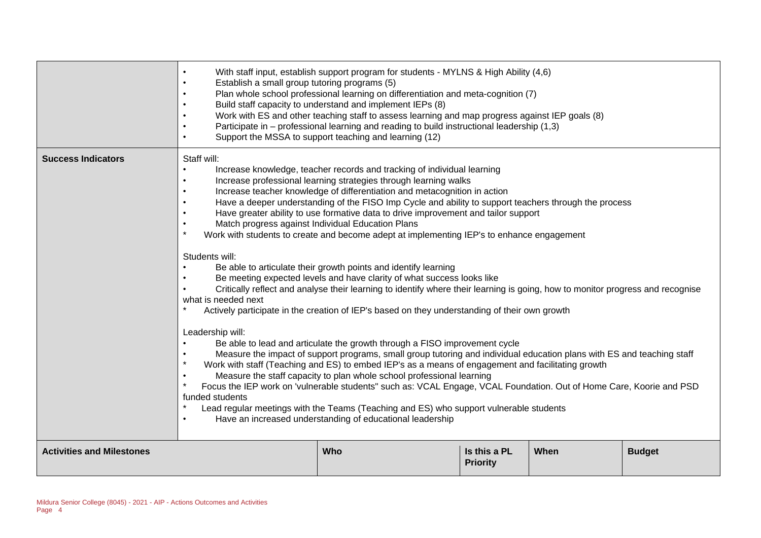| | |
|---|---|
| | • With staff input, establish support program for students - MYLNS & High Ability (4,6)<br>• Establish a small group tutoring programs (5)<br>• Plan whole school professional learning on differentiation and meta-cognition (7)<br>• Build staff capacity to understand and implement IEPs (8)<br>• Work with ES and other teaching staff to assess learning and map progress against IEP goals (8)<br>• Participate in – professional learning and reading to build instructional leadership (1,3)<br>• Support the MSSA to support teaching and learning (12) |
| **Success Indicators** | Staff will:<br>• Increase knowledge, teacher records and tracking of individual learning<br>• Increase professional learning strategies through learning walks<br>• Increase teacher knowledge of differentiation and metacognition in action<br>• Have a deeper understanding of the FISO Imp Cycle and ability to support teachers through the process<br>• Have greater ability to use formative data to drive improvement and tailor support<br>• Match progress against Individual Education Plans<br>* Work with students to create and become adept at implementing IEP's to enhance engagement<br><br>Students will:<br>• Be able to articulate their growth points and identify learning<br>• Be meeting expected levels and have clarity of what success looks like<br>• Critically reflect and analyse their learning to identify where their learning is going, how to monitor progress and recognise what is needed next<br>* Actively participate in the creation of IEP's based on they understanding of their own growth<br><br>Leadership will:<br>• Be able to lead and articulate the growth through a FISO improvement cycle<br>• Measure the impact of support programs, small group tutoring and individual education plans with ES and teaching staff<br>* Work with staff (Teaching and ES) to embed IEP's as a means of engagement and facilitating growth<br>• Measure the staff capacity to plan whole school professional learning<br>* Focus the IEP work on 'vulnerable students" such as: VCAL Engage, VCAL Foundation. Out of Home Care, Koorie and PSD funded students<br>* Lead regular meetings with the Teams (Teaching and ES) who support vulnerable students<br>• Have an increased understanding of educational leadership |

| **Activities and Milestones** | **Who** | **Is this a PL Priority** | **When** | **Budget** |
|---|---|---|---|---|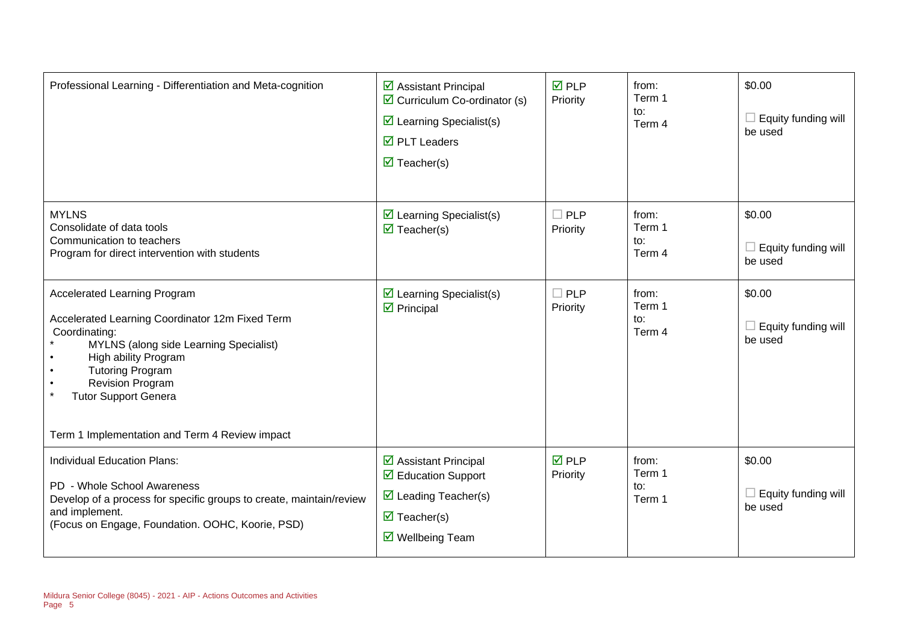| | | | | |
|---|---|---|---|---|
| Professional Learning - Differentiation and Meta-cognition | ☑ Assistant Principal<br>☑ Curriculum Co-ordinator (s)<br>☑ Learning Specialist(s)<br>☑ PLT Leaders<br>☑ Teacher(s) | ☑ PLP Priority | from: Term 1<br>to: Term 4 | $0.00<br><br>☐ Equity funding will be used |
| MYLNS<br>Consolidate of data tools<br>Communication to teachers<br>Program for direct intervention with students | ☑ Learning Specialist(s)<br>☑ Teacher(s) | ☐ PLP Priority | from: Term 1<br>to: Term 4 | $0.00<br><br>☐ Equity funding will be used |
| Accelerated Learning Program<br><br>Accelerated Learning Coordinator 12m Fixed Term<br>Coordinating:<br>* MYLNS (along side Learning Specialist)<br>• High ability Program<br>• Tutoring Program<br>• Revision Program<br>* Tutor Support Genera<br><br>Term 1 Implementation and Term 4 Review impact | ☑ Learning Specialist(s)<br>☑ Principal | ☐ PLP Priority | from: Term 1<br>to: Term 4 | $0.00<br><br>☐ Equity funding will be used |
| Individual Education Plans:<br><br>PD - Whole School Awareness<br>Develop of a process for specific groups to create, maintain/review and implement.<br>(Focus on Engage, Foundation. OOHC, Koorie, PSD) | ☑ Assistant Principal<br>☑ Education Support<br>☑ Leading Teacher(s)<br>☑ Teacher(s)<br>☑ Wellbeing Team | ☑ PLP Priority | from: Term 1<br>to: Term 1 | $0.00<br><br>☐ Equity funding will be used |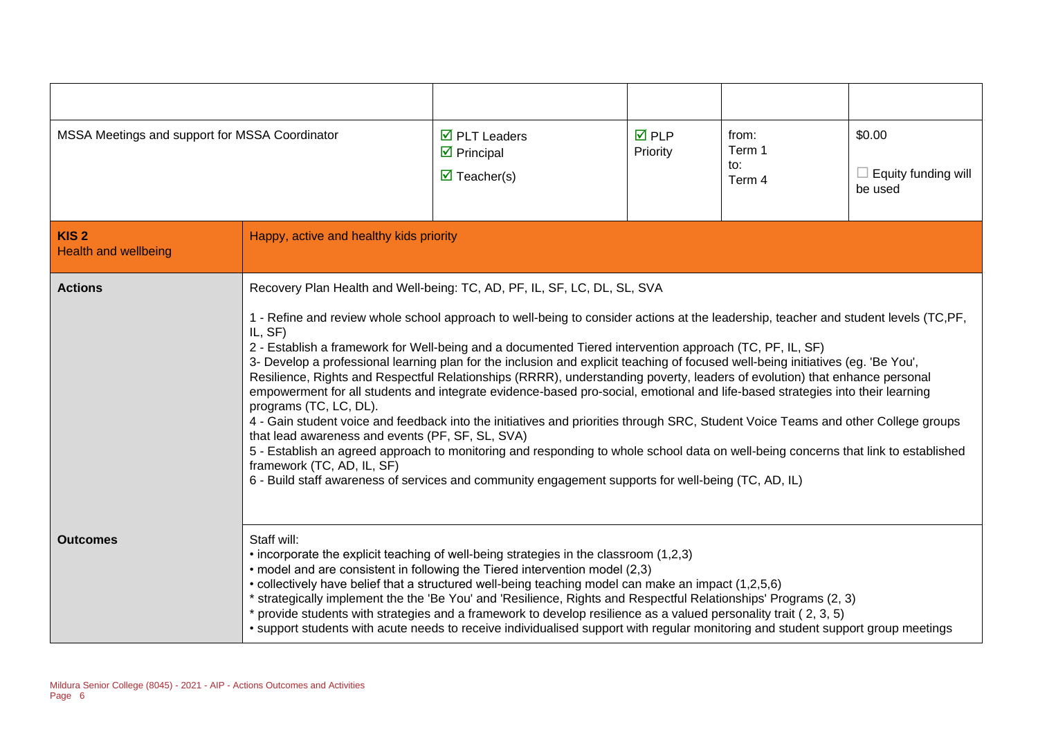| | | | | |
|---|---|---|---|---|
| MSSA Meetings and support for MSSA Coordinator | ☑ PLT Leaders<br>☑ Principal<br>☑ Teacher(s) | ☑ PLP Priority | from:<br>Term 1<br>to:<br>Term 4 | $0.00<br>☐ Equity funding will be used |

| | |
|---|---|
| **KIS 2**<br>Health and wellbeing | Happy, active and healthy kids priority |
| **Actions** | Recovery Plan Health and Well-being: TC, AD, PF, IL, SF, LC, DL, SL, SVA<br><br>1 - Refine and review whole school approach to well-being to consider actions at the leadership, teacher and student levels (TC,PF, IL, SF)<br>2 - Establish a framework for Well-being and a documented Tiered intervention approach (TC, PF, IL, SF)<br>3- Develop a professional learning plan for the inclusion and explicit teaching of focused well-being initiatives (eg. 'Be You', Resilience, Rights and Respectful Relationships (RRRR), understanding poverty, leaders of evolution) that enhance personal empowerment for all students and integrate evidence-based pro-social, emotional and life-based strategies into their learning programs (TC, LC, DL).<br>4 - Gain student voice and feedback into the initiatives and priorities through SRC, Student Voice Teams and other College groups that lead awareness and events (PF, SF, SL, SVA)<br>5 - Establish an agreed approach to monitoring and responding to whole school data on well-being concerns that link to established framework (TC, AD, IL, SF)<br>6 - Build staff awareness of services and community engagement supports for well-being (TC, AD, IL) |
| **Outcomes** | Staff will:<br>• incorporate the explicit teaching of well-being strategies in the classroom (1,2,3)<br>• model and are consistent in following the Tiered intervention model (2,3)<br>• collectively have belief that a structured well-being teaching model can make an impact (1,2,5,6)<br>* strategically implement the the 'Be You' and 'Resilience, Rights and Respectful Relationships' Programs (2, 3)<br>* provide students with strategies and a framework to develop resilience as a valued personality trait ( 2, 3, 5)<br>• support students with acute needs to receive individualised support with regular monitoring and student support group meetings |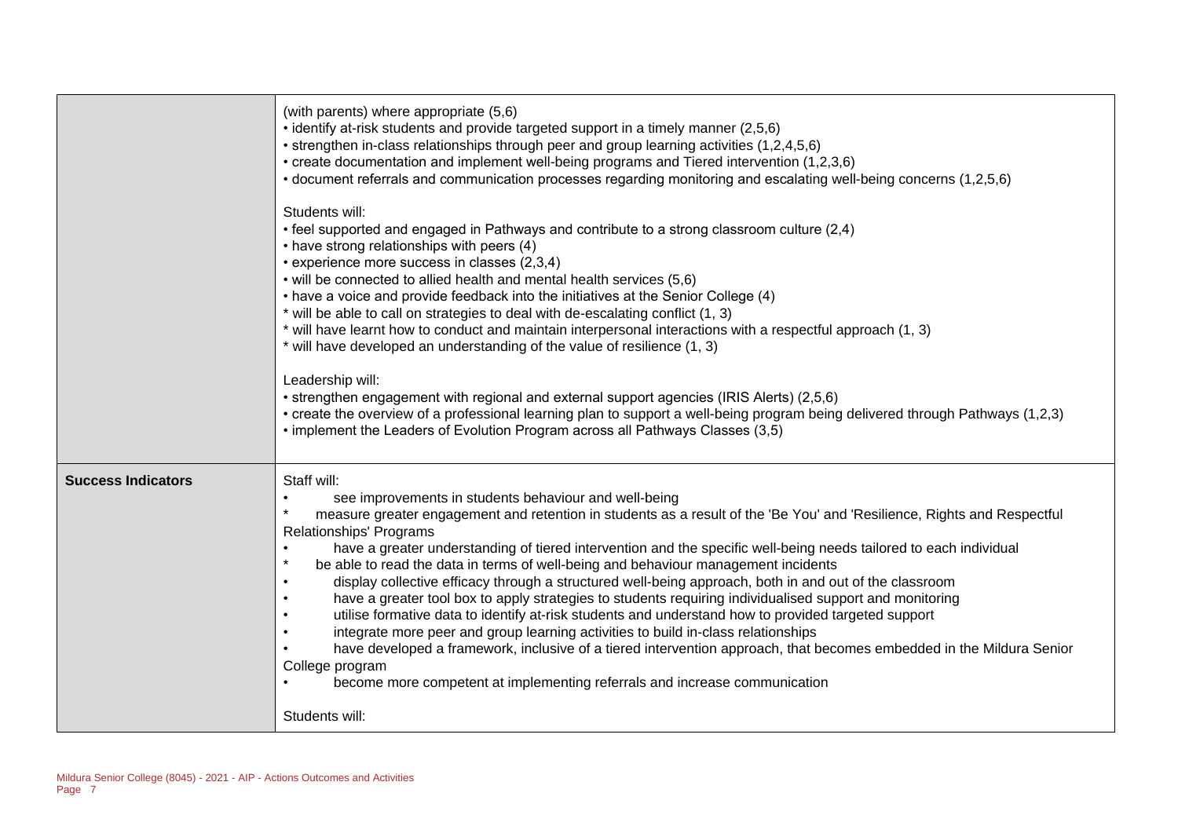| | |
|---|---|
| | (with parents) where appropriate (5,6)<br>• identify at-risk students and provide targeted support in a timely manner (2,5,6)<br>• strengthen in-class relationships through peer and group learning activities (1,2,4,5,6)<br>• create documentation and implement well-being programs and Tiered intervention (1,2,3,6)<br>• document referrals and communication processes regarding monitoring and escalating well-being concerns (1,2,5,6)<br><br>Students will:<br>• feel supported and engaged in Pathways and contribute to a strong classroom culture (2,4)<br>• have strong relationships with peers (4)<br>• experience more success in classes (2,3,4)<br>• will be connected to allied health and mental health services (5,6)<br>• have a voice and provide feedback into the initiatives at the Senior College (4)<br>* will be able to call on strategies to deal with de-escalating conflict (1, 3)<br>* will have learnt how to conduct and maintain interpersonal interactions with a respectful approach (1, 3)<br>* will have developed an understanding of the value of resilience (1, 3)<br><br>Leadership will:<br>• strengthen engagement with regional and external support agencies (IRIS Alerts) (2,5,6)<br>• create the overview of a professional learning plan to support a well-being program being delivered through Pathways (1,2,3)<br>• implement the Leaders of Evolution Program across all Pathways Classes (3,5) |
| **Success Indicators** | Staff will:<br>• see improvements in students behaviour and well-being<br>* measure greater engagement and retention in students as a result of the 'Be You' and 'Resilience, Rights and Respectful Relationships' Programs<br>• have a greater understanding of tiered intervention and the specific well-being needs tailored to each individual<br>* be able to read the data in terms of well-being and behaviour management incidents<br>• display collective efficacy through a structured well-being approach, both in and out of the classroom<br>• have a greater tool box to apply strategies to students requiring individualised support and monitoring<br>• utilise formative data to identify at-risk students and understand how to provided targeted support<br>• integrate more peer and group learning activities to build in-class relationships<br>• have developed a framework, inclusive of a tiered intervention approach, that becomes embedded in the Mildura Senior College program<br>• become more competent at implementing referrals and increase communication<br><br>Students will: |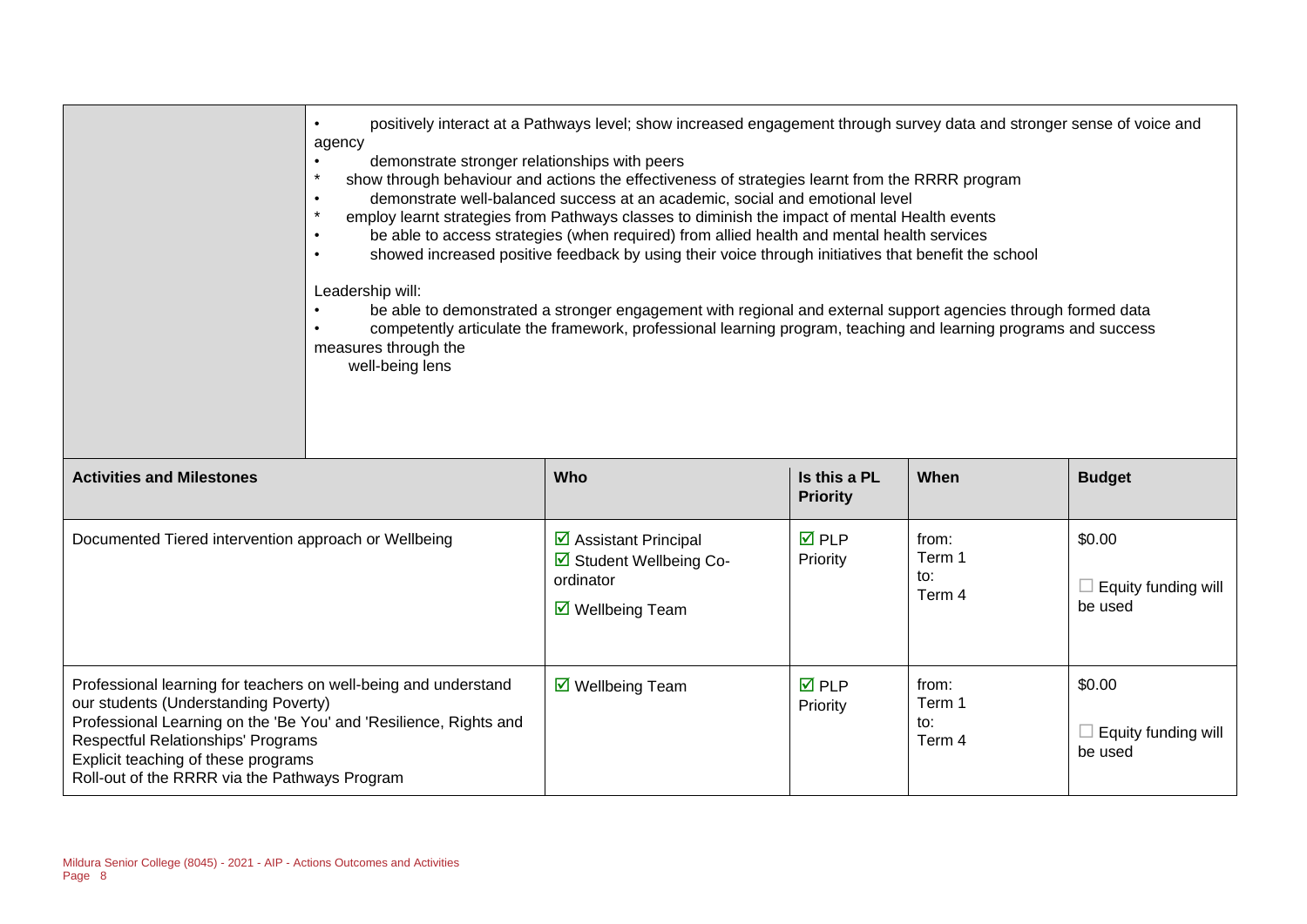| | |
|---|---|
| | • positively interact at a Pathways level; show increased engagement through survey data and stronger sense of voice and agency<br>• demonstrate stronger relationships with peers<br>* show through behaviour and actions the effectiveness of strategies learnt from the RRRR program<br>• demonstrate well-balanced success at an academic, social and emotional level<br>* employ learnt strategies from Pathways classes to diminish the impact of mental Health events<br>• be able to access strategies (when required) from allied health and mental health services<br>• showed increased positive feedback by using their voice through initiatives that benefit the school<br><br>Leadership will:<br>• be able to demonstrated a stronger engagement with regional and external support agencies through formed data<br>• competently articulate the framework, professional learning program, teaching and learning programs and success measures through the well-being lens |

| Activities and Milestones | Who | Is this a PL Priority | When | Budget |
|---|---|---|---|---|
| Documented Tiered intervention approach or Wellbeing | ☑ Assistant Principal<br>☑ Student Wellbeing Co-ordinator<br>☑ Wellbeing Team | ☑ PLP Priority | from: Term 1<br>to: Term 4 | $0.00<br><br>☐ Equity funding will be used |
| Professional learning for teachers on well-being and understand our students (Understanding Poverty)<br>Professional Learning on the 'Be You' and 'Resilience, Rights and Respectful Relationships' Programs<br>Explicit teaching of these programs<br>Roll-out of the RRRR via the Pathways Program | ☑ Wellbeing Team | ☑ PLP Priority | from: Term 1<br>to: Term 4 | $0.00<br><br>☐ Equity funding will be used |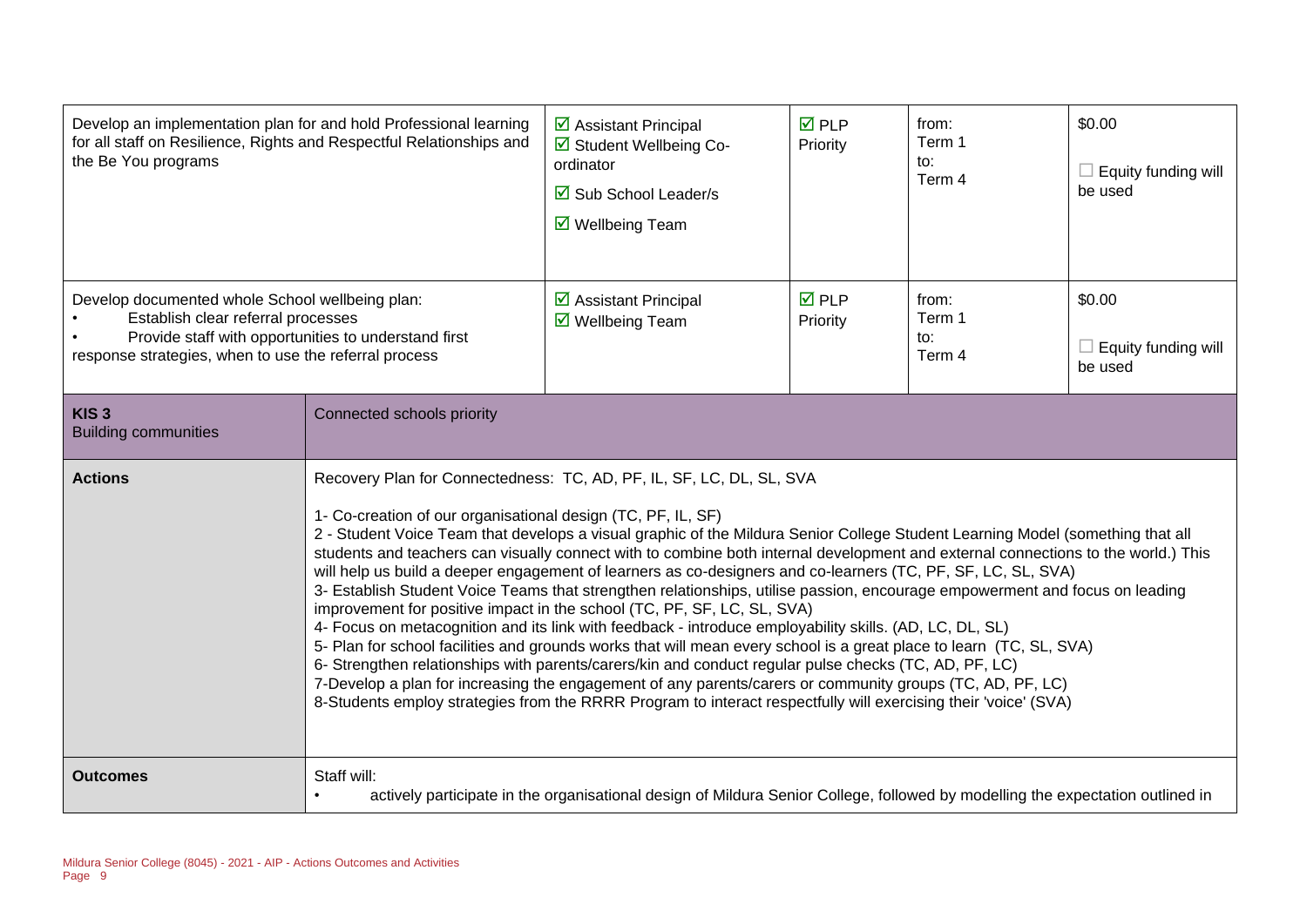| | | | | |
|---|---|---|---|---|
| Develop an implementation plan for and hold Professional learning for all staff on Resilience, Rights and Respectful Relationships and the Be You programs | ☑ Assistant Principal<br>☑ Student Wellbeing Co-ordinator<br>☑ Sub School Leader/s<br>☑ Wellbeing Team | ☑ PLP Priority | from:<br>Term 1<br>to:<br>Term 4 | $0.00<br><br>☐ Equity funding will be used |
| Develop documented whole School wellbeing plan:<br>• Establish clear referral processes<br>• Provide staff with opportunities to understand first response strategies, when to use the referral process | ☑ Assistant Principal<br>☑ Wellbeing Team | ☑ PLP Priority | from:<br>Term 1<br>to:<br>Term 4 | $0.00<br><br>☐ Equity funding will be used |

| | |
|---|---|
| **KIS 3**<br>Building communities | Connected schools priority |
| **Actions** | Recovery Plan for Connectedness: TC, AD, PF, IL, SF, LC, DL, SL, SVA<br><br>1- Co-creation of our organisational design (TC, PF, IL, SF)<br>2 - Student Voice Team that develops a visual graphic of the Mildura Senior College Student Learning Model (something that all students and teachers can visually connect with to combine both internal development and external connections to the world.) This will help us build a deeper engagement of learners as co-designers and co-learners (TC, PF, SF, LC, SL, SVA)<br>3- Establish Student Voice Teams that strengthen relationships, utilise passion, encourage empowerment and focus on leading improvement for positive impact in the school (TC, PF, SF, LC, SL, SVA)<br>4- Focus on metacognition and its link with feedback - introduce employability skills. (AD, LC, DL, SL)<br>5- Plan for school facilities and grounds works that will mean every school is a great place to learn (TC, SL, SVA)<br>6- Strengthen relationships with parents/carers/kin and conduct regular pulse checks (TC, AD, PF, LC)<br>7-Develop a plan for increasing the engagement of any parents/carers or community groups (TC, AD, PF, LC)<br>8-Students employ strategies from the RRRR Program to interact respectfully will exercising their 'voice' (SVA) |
| **Outcomes** | Staff will:<br>• actively participate in the organisational design of Mildura Senior College, followed by modelling the expectation outlined in |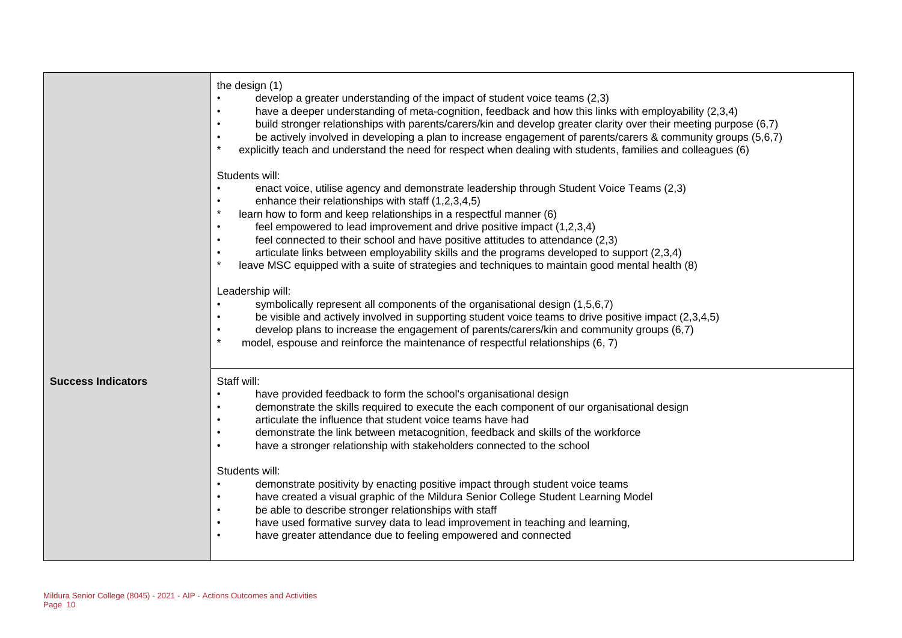| | |
|---|---|
| | the design (1)<br>• develop a greater understanding of the impact of student voice teams (2,3)<br>• have a deeper understanding of meta-cognition, feedback and how this links with employability (2,3,4)<br>• build stronger relationships with parents/carers/kin and develop greater clarity over their meeting purpose (6,7)<br>• be actively involved in developing a plan to increase engagement of parents/carers & community groups (5,6,7)<br>* explicitly teach and understand the need for respect when dealing with students, families and colleagues (6)<br><br>Students will:<br>• enact voice, utilise agency and demonstrate leadership through Student Voice Teams (2,3)<br>• enhance their relationships with staff (1,2,3,4,5)<br>* learn how to form and keep relationships in a respectful manner (6)<br>• feel empowered to lead improvement and drive positive impact (1,2,3,4)<br>• feel connected to their school and have positive attitudes to attendance (2,3)<br>• articulate links between employability skills and the programs developed to support (2,3,4)<br>* leave MSC equipped with a suite of strategies and techniques to maintain good mental health (8)<br><br>Leadership will:<br>• symbolically represent all components of the organisational design (1,5,6,7)<br>• be visible and actively involved in supporting student voice teams to drive positive impact (2,3,4,5)<br>• develop plans to increase the engagement of parents/carers/kin and community groups (6,7)<br>* model, espouse and reinforce the maintenance of respectful relationships (6, 7) |
| **Success Indicators** | Staff will:<br>• have provided feedback to form the school's organisational design<br>• demonstrate the skills required to execute the each component of our organisational design<br>• articulate the influence that student voice teams have had<br>• demonstrate the link between metacognition, feedback and skills of the workforce<br>• have a stronger relationship with stakeholders connected to the school<br><br>Students will:<br>• demonstrate positivity by enacting positive impact through student voice teams<br>• have created a visual graphic of the Mildura Senior College Student Learning Model<br>• be able to describe stronger relationships with staff<br>• have used formative survey data to lead improvement in teaching and learning,<br>• have greater attendance due to feeling empowered and connected |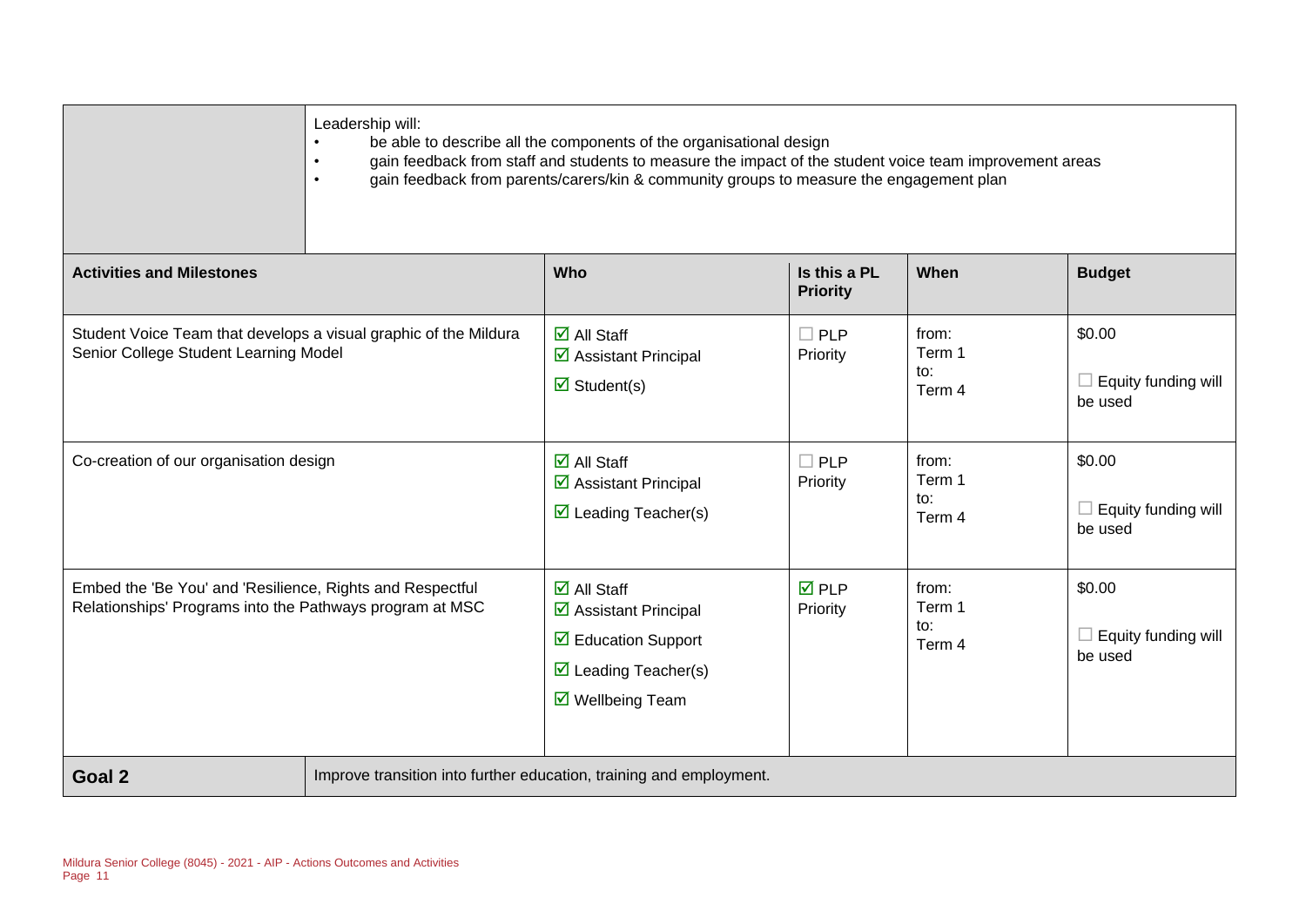| | Leadership will:<br>• be able to describe all the components of the organisational design<br>• gain feedback from staff and students to measure the impact of the student voice team improvement areas<br>• gain feedback from parents/carers/kin & community groups to measure the engagement plan |
|---|---|

| Activities and Milestones | Who | Is this a PL Priority | When | Budget |
|---|---|---|---|---|
| Student Voice Team that develops a visual graphic of the Mildura Senior College Student Learning Model | ☑ All Staff<br>☑ Assistant Principal<br>☑ Student(s) | ☐ PLP Priority | from: Term 1<br>to: Term 4 | $0.00<br>☐ Equity funding will be used |
| Co-creation of our organisation design | ☑ All Staff<br>☑ Assistant Principal<br>☑ Leading Teacher(s) | ☐ PLP Priority | from: Term 1<br>to: Term 4 | $0.00<br>☐ Equity funding will be used |
| Embed the 'Be You' and 'Resilience, Rights and Respectful Relationships' Programs into the Pathways program at MSC | ☑ All Staff<br>☑ Assistant Principal<br>☑ Education Support<br>☑ Leading Teacher(s)<br>☑ Wellbeing Team | ☑ PLP Priority | from: Term 1<br>to: Term 4 | $0.00<br>☐ Equity funding will be used |

| **Goal 2** | Improve transition into further education, training and employment. |
|---|---|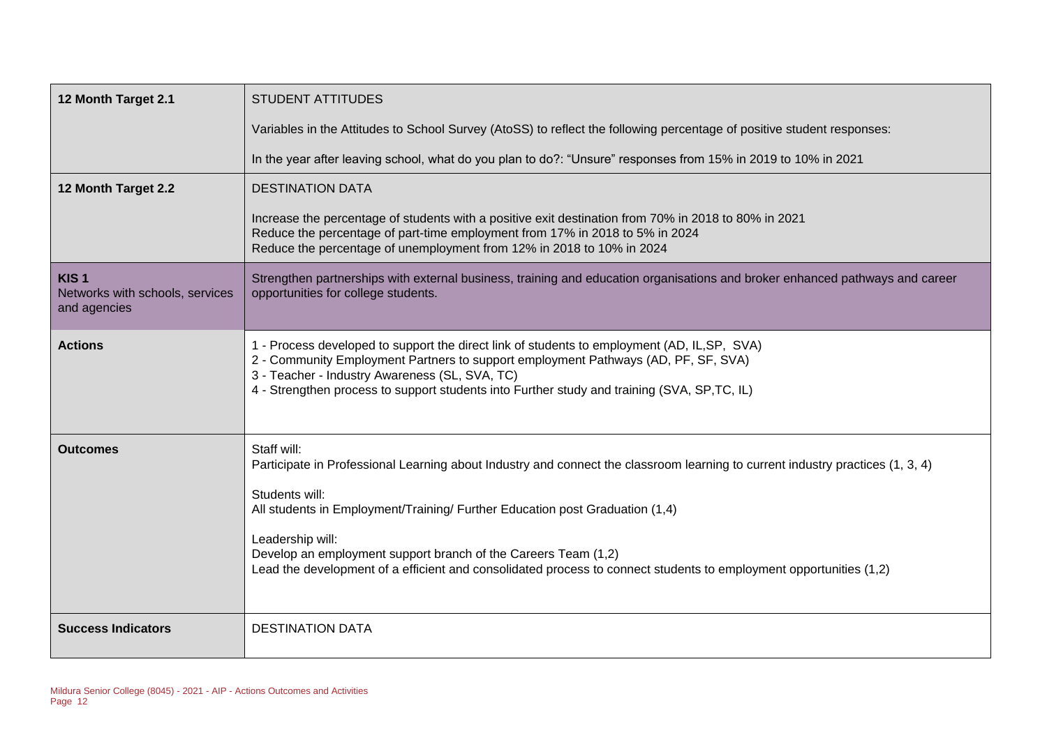| | |
|---|---|
| **12 Month Target 2.1** | STUDENT ATTITUDES<br><br>Variables in the Attitudes to School Survey (AtoSS) to reflect the following percentage of positive student responses:<br><br>In the year after leaving school, what do you plan to do?: "Unsure" responses from 15% in 2019 to 10% in 2021 |
| **12 Month Target 2.2** | DESTINATION DATA<br><br>Increase the percentage of students with a positive exit destination from 70% in 2018 to 80% in 2021<br>Reduce the percentage of part-time employment from 17% in 2018 to 5% in 2024<br>Reduce the percentage of unemployment from 12% in 2018 to 10% in 2024 |
| **KIS 1**<br>Networks with schools, services and agencies | Strengthen partnerships with external business, training and education organisations and broker enhanced pathways and career opportunities for college students. |
| **Actions** | 1 - Process developed to support the direct link of students to employment (AD, IL,SP, SVA)<br>2 - Community Employment Partners to support employment Pathways (AD, PF, SF, SVA)<br>3 - Teacher - Industry Awareness (SL, SVA, TC)<br>4 - Strengthen process to support students into Further study and training (SVA, SP,TC, IL) |
| **Outcomes** | Staff will:<br>Participate in Professional Learning about Industry and connect the classroom learning to current industry practices (1, 3, 4)<br><br>Students will:<br>All students in Employment/Training/ Further Education post Graduation (1,4)<br><br>Leadership will:<br>Develop an employment support branch of the Careers Team (1,2)<br>Lead the development of a efficient and consolidated process to connect students to employment opportunities (1,2) |
| **Success Indicators** | DESTINATION DATA |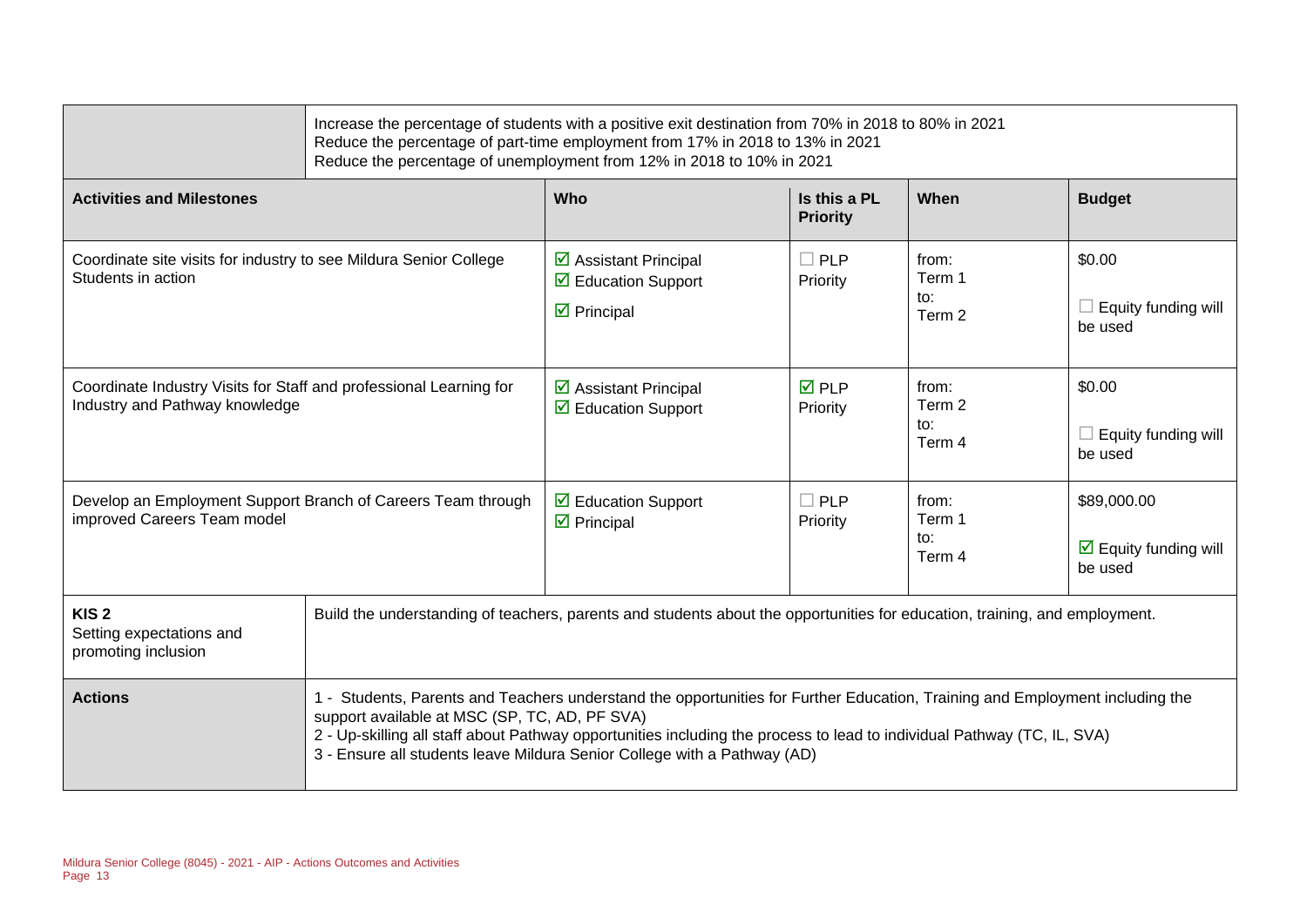| | Increase the percentage of students with a positive exit destination from 70% in 2018 to 80% in 2021<br>Reduce the percentage of part-time employment from 17% in 2018 to 13% in 2021<br>Reduce the percentage of unemployment from 12% in 2018 to 10% in 2021 | | | |
|---|---|---|---|---|
| **Activities and Milestones** | **Who** | **Is this a PL Priority** | **When** | **Budget** |
| Coordinate site visits for industry to see Mildura Senior College Students in action | ☑ Assistant Principal<br>☑ Education Support<br>☑ Principal | ☐ PLP Priority | from: Term 1<br>to: Term 2 | $0.00<br>☐ Equity funding will be used |
| Coordinate Industry Visits for Staff and professional Learning for Industry and Pathway knowledge | ☑ Assistant Principal<br>☑ Education Support | ☑ PLP Priority | from: Term 2<br>to: Term 4 | $0.00<br>☐ Equity funding will be used |
| Develop an Employment Support Branch of Careers Team through improved Careers Team model | ☑ Education Support<br>☑ Principal | ☐ PLP Priority | from: Term 1<br>to: Term 4 | $89,000.00<br>☑ Equity funding will be used |

| | |
|---|---|
| **KIS 2**<br>Setting expectations and promoting inclusion | Build the understanding of teachers, parents and students about the opportunities for education, training, and employment. |
| **Actions** | 1 - Students, Parents and Teachers understand the opportunities for Further Education, Training and Employment including the support available at MSC (SP, TC, AD, PF SVA)<br>2 - Up-skilling all staff about Pathway opportunities including the process to lead to individual Pathway (TC, IL, SVA)<br>3 - Ensure all students leave Mildura Senior College with a Pathway (AD) |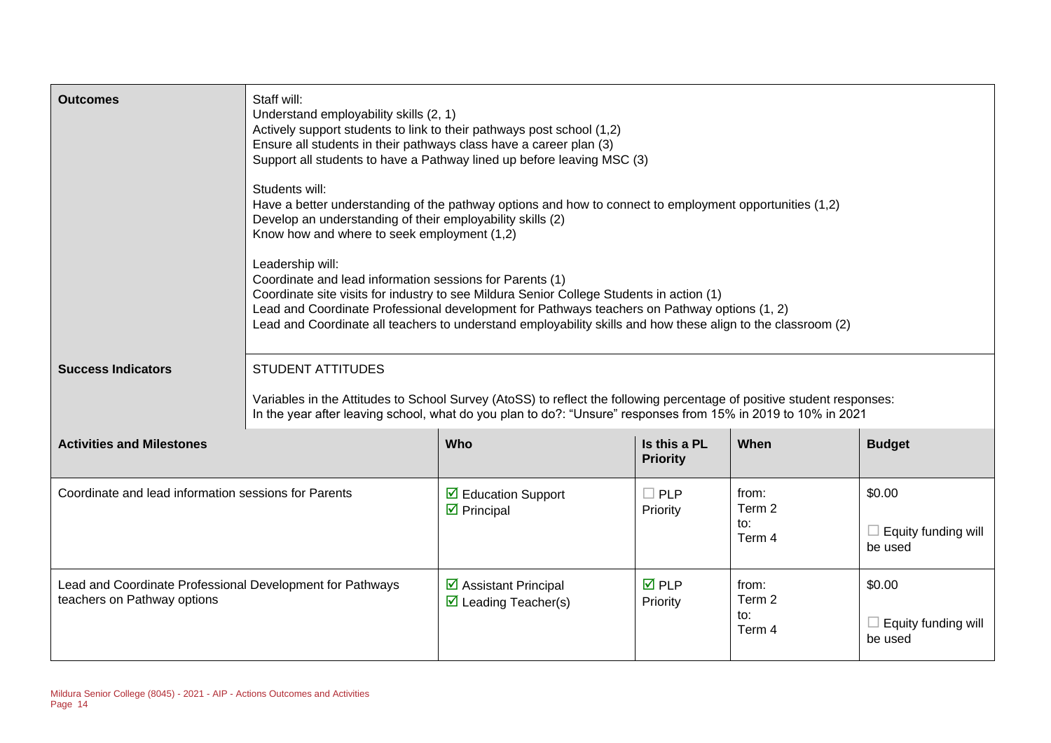| | |
|---|---|
| **Outcomes** | Staff will:<br>Understand employability skills (2, 1)<br>Actively support students to link to their pathways post school (1,2)<br>Ensure all students in their pathways class have a career plan (3)<br>Support all students to have a Pathway lined up before leaving MSC (3)<br><br>Students will:<br>Have a better understanding of the pathway options and how to connect to employment opportunities (1,2)<br>Develop an understanding of their employability skills (2)<br>Know how and where to seek employment (1,2)<br><br>Leadership will:<br>Coordinate and lead information sessions for Parents (1)<br>Coordinate site visits for industry to see Mildura Senior College Students in action (1)<br>Lead and Coordinate Professional development for Pathways teachers on Pathway options (1, 2)<br>Lead and Coordinate all teachers to understand employability skills and how these align to the classroom (2) |
| **Success Indicators** | STUDENT ATTITUDES<br><br>Variables in the Attitudes to School Survey (AtoSS) to reflect the following percentage of positive student responses:<br>In the year after leaving school, what do you plan to do?: "Unsure" responses from 15% in 2019 to 10% in 2021 |

| **Activities and Milestones** | **Who** | **Is this a PL Priority** | **When** | **Budget** |
|---|---|---|---|---|
| Coordinate and lead information sessions for Parents | ☑ Education Support<br>☑ Principal | ☐ PLP Priority | from: Term 2<br>to: Term 4 | $0.00<br><br>☐ Equity funding will be used |
| Lead and Coordinate Professional Development for Pathways teachers on Pathway options | ☑ Assistant Principal<br>☑ Leading Teacher(s) | ☑ PLP Priority | from: Term 2<br>to: Term 4 | $0.00<br><br>☐ Equity funding will be used |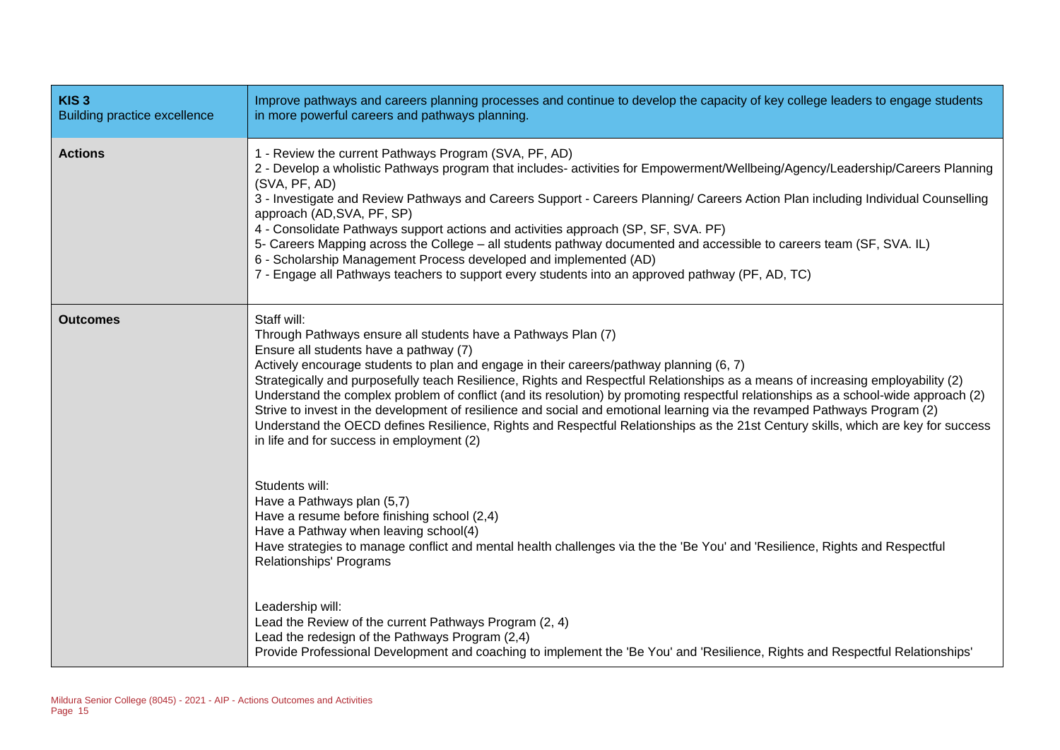| **KIS 3**<br>Building practice excellence | Improve pathways and careers planning processes and continue to develop the capacity of key college leaders to engage students in more powerful careers and pathways planning. |
| --- | --- |
| **Actions** | 1 - Review the current Pathways Program (SVA, PF, AD)<br>2 - Develop a wholistic Pathways program that includes- activities for Empowerment/Wellbeing/Agency/Leadership/Careers Planning (SVA, PF, AD)<br>3 - Investigate and Review Pathways and Careers Support - Careers Planning/ Careers Action Plan including Individual Counselling approach (AD,SVA, PF, SP)<br>4 - Consolidate Pathways support actions and activities approach (SP, SF, SVA. PF)<br>5- Careers Mapping across the College – all students pathway documented and accessible to careers team (SF, SVA. IL)<br>6 - Scholarship Management Process developed and implemented (AD)<br>7 - Engage all Pathways teachers to support every students into an approved pathway (PF, AD, TC) |
| **Outcomes** | Staff will:<br>Through Pathways ensure all students have a Pathways Plan (7)<br>Ensure all students have a pathway (7)<br>Actively encourage students to plan and engage in their careers/pathway planning (6, 7)<br>Strategically and purposefully teach Resilience, Rights and Respectful Relationships as a means of increasing employability (2)<br>Understand the complex problem of conflict (and its resolution) by promoting respectful relationships as a school-wide approach (2)<br>Strive to invest in the development of resilience and social and emotional learning via the revamped Pathways Program (2)<br>Understand the OECD defines Resilience, Rights and Respectful Relationships as the 21st Century skills, which are key for success in life and for success in employment (2)<br><br>Students will:<br>Have a Pathways plan (5,7)<br>Have a resume before finishing school (2,4)<br>Have a Pathway when leaving school(4)<br>Have strategies to manage conflict and mental health challenges via the the 'Be You' and 'Resilience, Rights and Respectful Relationships' Programs<br><br>Leadership will:<br>Lead the Review of the current Pathways Program (2, 4)<br>Lead the redesign of the Pathways Program (2,4)<br>Provide Professional Development and coaching to implement the 'Be You' and 'Resilience, Rights and Respectful Relationships' |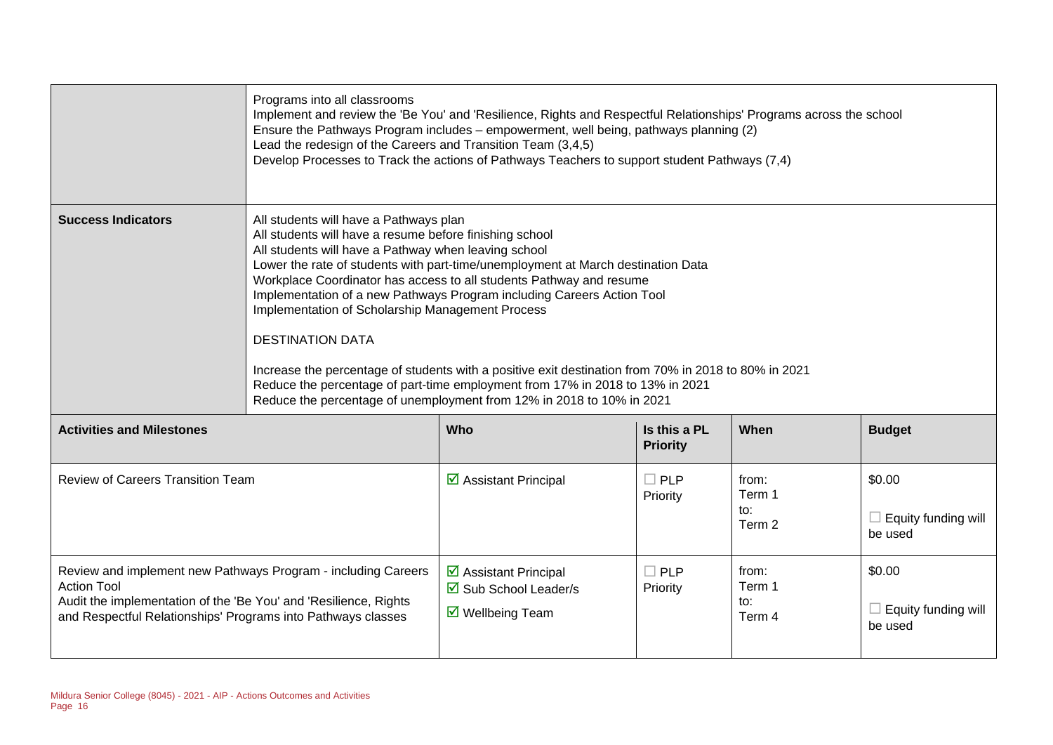| | |
|---|---|
| | Programs into all classrooms<br>Implement and review the 'Be You' and 'Resilience, Rights and Respectful Relationships' Programs across the school<br>Ensure the Pathways Program includes – empowerment, well being, pathways planning (2)<br>Lead the redesign of the Careers and Transition Team (3,4,5)<br>Develop Processes to Track the actions of Pathways Teachers to support student Pathways (7,4) |
| **Success Indicators** | All students will have a Pathways plan<br>All students will have a resume before finishing school<br>All students will have a Pathway when leaving school<br>Lower the rate of students with part-time/unemployment at March destination Data<br>Workplace Coordinator has access to all students Pathway and resume<br>Implementation of a new Pathways Program including Careers Action Tool<br>Implementation of Scholarship Management Process<br><br>DESTINATION DATA<br><br>Increase the percentage of students with a positive exit destination from 70% in 2018 to 80% in 2021<br>Reduce the percentage of part-time employment from 17% in 2018 to 13% in 2021<br>Reduce the percentage of unemployment from 12% in 2018 to 10% in 2021 |

| **Activities and Milestones** | **Who** | **Is this a PL Priority** | **When** | **Budget** |
|---|---|---|---|---|
| Review of Careers Transition Team | ☑ Assistant Principal | ☐ PLP Priority | from: Term 1 to: Term 2 | \$0.00<br>☐ Equity funding will be used |
| Review and implement new Pathways Program - including Careers Action Tool<br>Audit the implementation of the 'Be You' and 'Resilience, Rights and Respectful Relationships' Programs into Pathways classes | ☑ Assistant Principal<br>☑ Sub School Leader/s<br>☑ Wellbeing Team | ☐ PLP Priority | from: Term 1 to: Term 4 | \$0.00<br>☐ Equity funding will be used |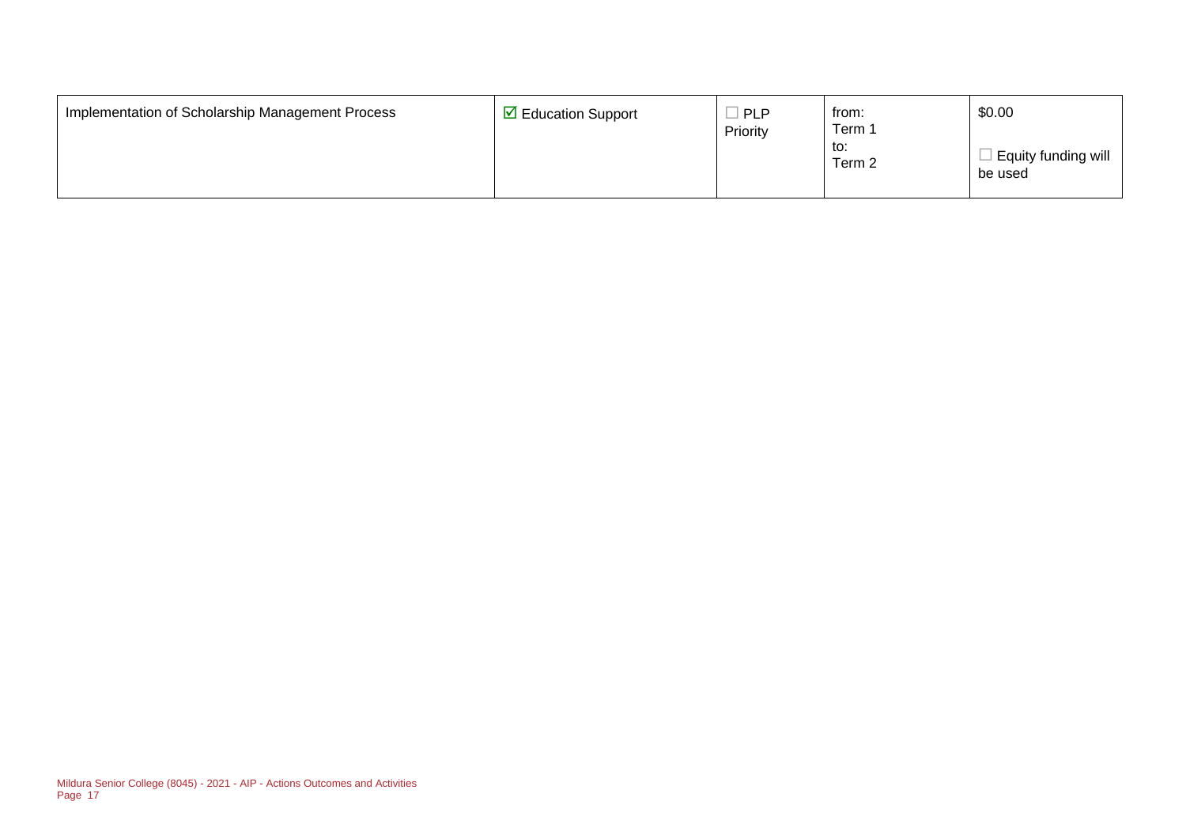| | | | | |
|---|---|---|---|---|
| Implementation of Scholarship Management Process | ☑ Education Support | ☐ PLP Priority | from: Term 1 to: Term 2 | $0.00 ☐ Equity funding will be used |